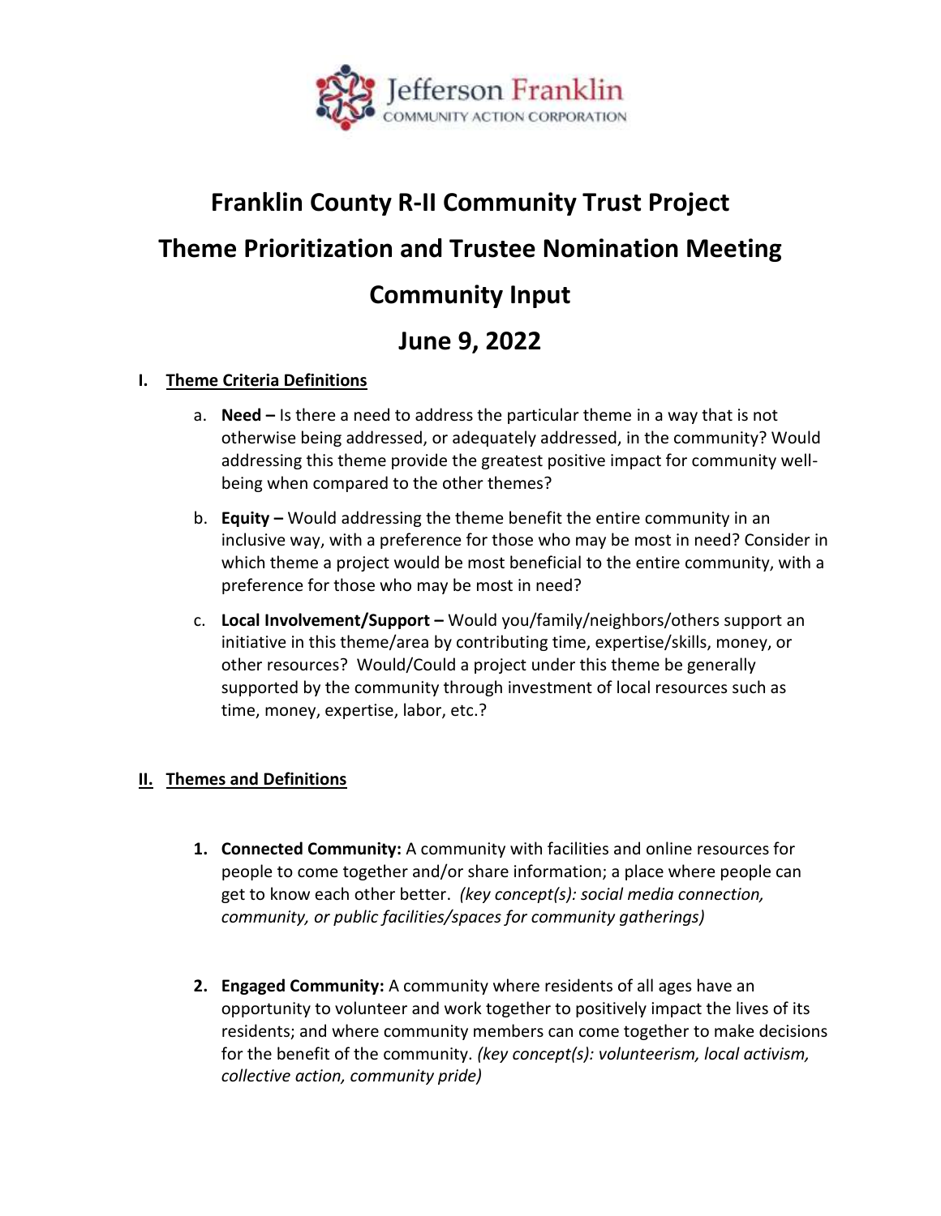Jefferson Franklin
COMMUNITY ACTION CORPORATION

# Franklin County R-II Community Trust Project

# Theme Prioritization and Trustee Nomination Meeting

# Community Input

# June 9, 2022

## I. Theme Criteria Definitions

a. **Need –** Is there a need to address the particular theme in a way that is not otherwise being addressed, or adequately addressed, in the community? Would addressing this theme provide the greatest positive impact for community well-being when compared to the other themes?

b. **Equity –** Would addressing the theme benefit the entire community in an inclusive way, with a preference for those who may be most in need? Consider in which theme a project would be most beneficial to the entire community, with a preference for those who may be most in need?

c. **Local Involvement/Support –** Would you/family/neighbors/others support an initiative in this theme/area by contributing time, expertise/skills, money, or other resources? Would/Could a project under this theme be generally supported by the community through investment of local resources such as time, money, expertise, labor, etc.?

## II. Themes and Definitions

1. **Connected Community:** A community with facilities and online resources for people to come together and/or share information; a place where people can get to know each other better. *(key concept(s): social media connection, community, or public facilities/spaces for community gatherings)*

2. **Engaged Community:** A community where residents of all ages have an opportunity to volunteer and work together to positively impact the lives of its residents; and where community members can come together to make decisions for the benefit of the community. *(key concept(s): volunteerism, local activism, collective action, community pride)*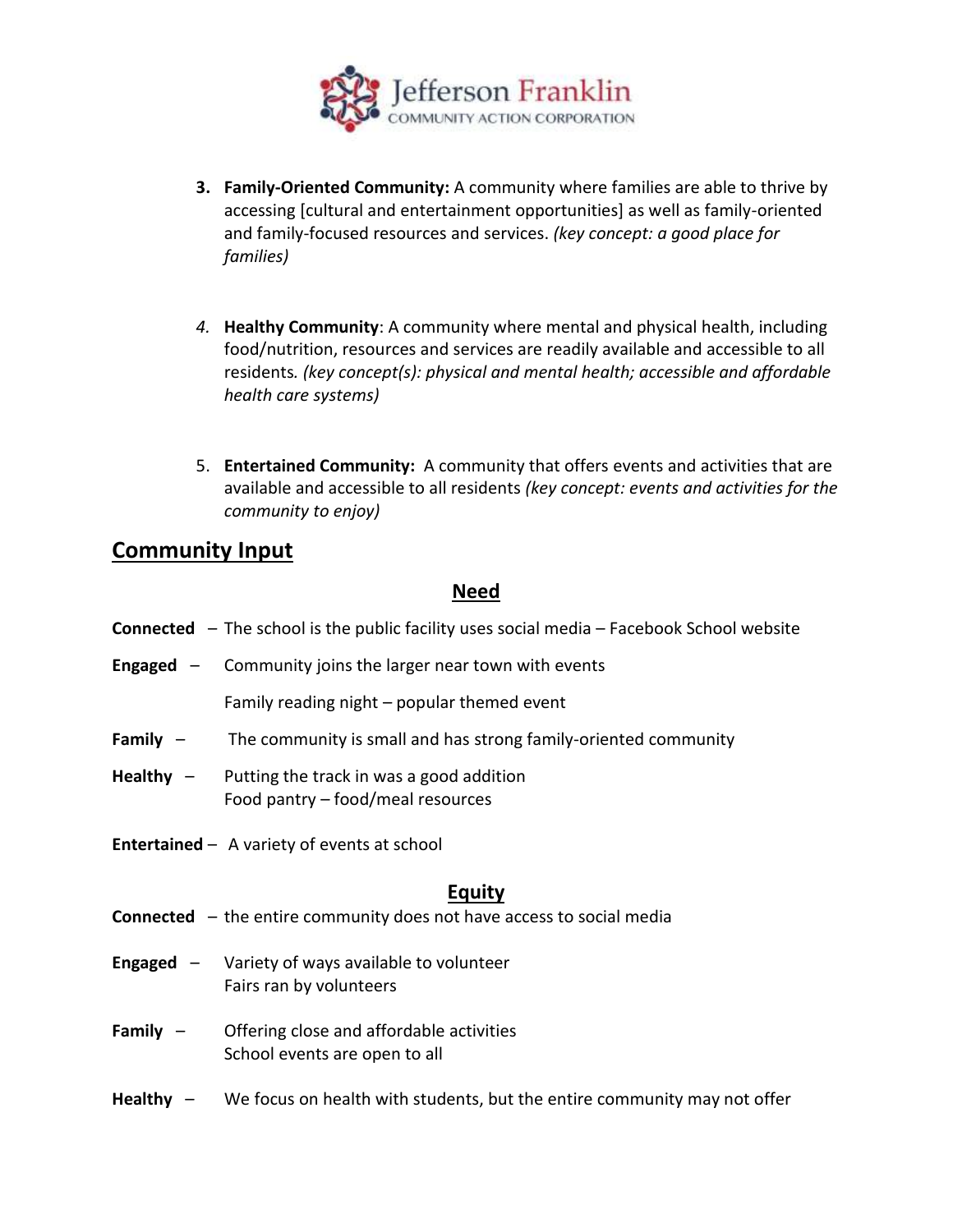3. **Family-Oriented Community:** A community where families are able to thrive by accessing [cultural and entertainment opportunities] as well as family-oriented and family-focused resources and services. *(key concept: a good place for families)*

4. **Healthy Community**: A community where mental and physical health, including food/nutrition, resources and services are readily available and accessible to all residents. *(key concept(s): physical and mental health; accessible and affordable health care systems)*

5. **Entertained Community:** A community that offers events and activities that are available and accessible to all residents *(key concept: events and activities for the community to enjoy)*

## Community Input

### Need

**Connected** – The school is the public facility uses social media – Facebook School website

**Engaged** – Community joins the larger near town with events

Family reading night – popular themed event

**Family** – The community is small and has strong family-oriented community

**Healthy** – Putting the track in was a good addition
Food pantry – food/meal resources

**Entertained** – A variety of events at school

### Equity

**Connected** – the entire community does not have access to social media

**Engaged** – Variety of ways available to volunteer
Fairs ran by volunteers

**Family** – Offering close and affordable activities
School events are open to all

**Healthy** – We focus on health with students, but the entire community may not offer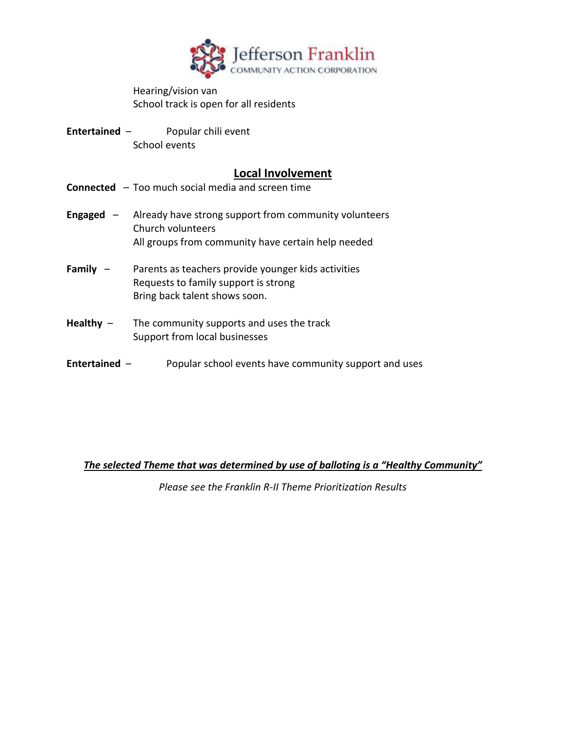Hearing/vision van
School track is open for all residents

**Entertained** – Popular chili event
School events

## Local Involvement

**Connected** – Too much social media and screen time

**Engaged** – Already have strong support from community volunteers
Church volunteers
All groups from community have certain help needed

**Family** – Parents as teachers provide younger kids activities
Requests to family support is strong
Bring back talent shows soon.

**Healthy** – The community supports and uses the track
Support from local businesses

**Entertained** – Popular school events have community support and uses

***The selected Theme that was determined by use of balloting is a "Healthy Community"***

*Please see the Franklin R-II Theme Prioritization Results*